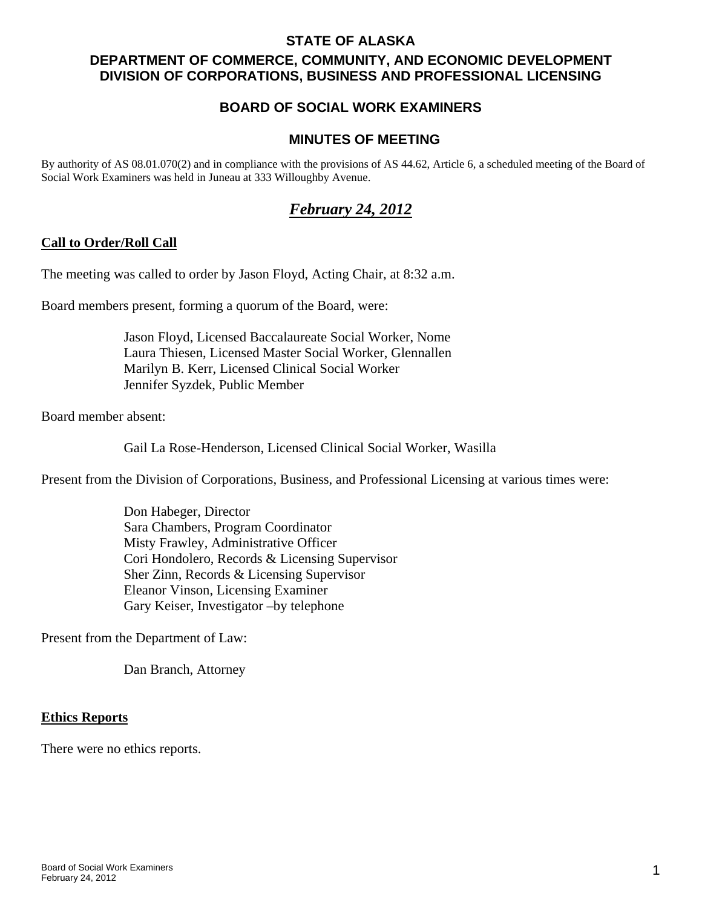# STATE OF ALASKA

## DEPARTMENT OF COMMERCE, COMMUNITY, AND ECONOMIC DEVELOPMENT
## DIVISION OF CORPORATIONS, BUSINESS AND PROFESSIONAL LICENSING

### BOARD OF SOCIAL WORK EXAMINERS

### MINUTES OF MEETING

By authority of AS 08.01.070(2) and in compliance with the provisions of AS 44.62, Article 6, a scheduled meeting of the Board of Social Work Examiners was held in Juneau at 333 Willoughby Avenue.

## ***February 24, 2012***

**Call to Order/Roll Call**

The meeting was called to order by Jason Floyd, Acting Chair, at 8:32 a.m.

Board members present, forming a quorum of the Board, were:

Jason Floyd, Licensed Baccalaureate Social Worker, Nome
Laura Thiesen, Licensed Master Social Worker, Glennallen
Marilyn B. Kerr, Licensed Clinical Social Worker
Jennifer Syzdek, Public Member

Board member absent:

Gail La Rose-Henderson, Licensed Clinical Social Worker, Wasilla

Present from the Division of Corporations, Business, and Professional Licensing at various times were:

Don Habeger, Director
Sara Chambers, Program Coordinator
Misty Frawley, Administrative Officer
Cori Hondolero, Records & Licensing Supervisor
Sher Zinn, Records & Licensing Supervisor
Eleanor Vinson, Licensing Examiner
Gary Keiser, Investigator –by telephone

Present from the Department of Law:

Dan Branch, Attorney

**Ethics Reports**

There were no ethics reports.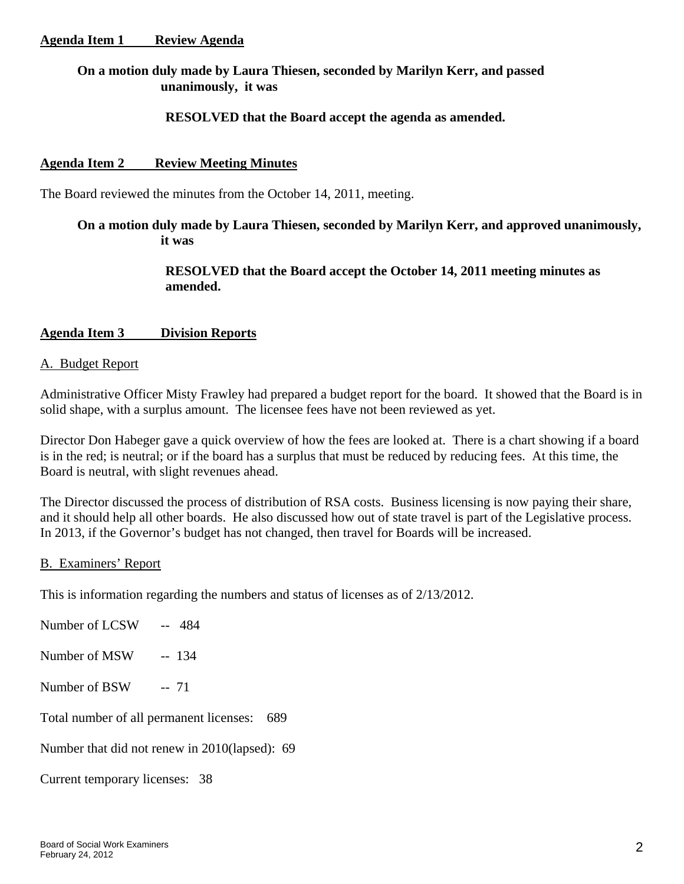**Agenda Item 1 Review Agenda**

**On a motion duly made by Laura Thiesen, seconded by Marilyn Kerr, and passed unanimously, it was**

**RESOLVED that the Board accept the agenda as amended.**

**Agenda Item 2 Review Meeting Minutes**

The Board reviewed the minutes from the October 14, 2011, meeting.

**On a motion duly made by Laura Thiesen, seconded by Marilyn Kerr, and approved unanimously, it was**

**RESOLVED that the Board accept the October 14, 2011 meeting minutes as amended.**

**Agenda Item 3 Division Reports**

A. Budget Report

Administrative Officer Misty Frawley had prepared a budget report for the board. It showed that the Board is in solid shape, with a surplus amount. The licensee fees have not been reviewed as yet.

Director Don Habeger gave a quick overview of how the fees are looked at. There is a chart showing if a board is in the red; is neutral; or if the board has a surplus that must be reduced by reducing fees. At this time, the Board is neutral, with slight revenues ahead.

The Director discussed the process of distribution of RSA costs. Business licensing is now paying their share, and it should help all other boards. He also discussed how out of state travel is part of the Legislative process. In 2013, if the Governor's budget has not changed, then travel for Boards will be increased.

B. Examiners' Report

This is information regarding the numbers and status of licenses as of 2/13/2012.

Number of LCSW -- 484

Number of MSW -- 134

Number of BSW -- 71

Total number of all permanent licenses: 689

Number that did not renew in 2010(lapsed): 69

Current temporary licenses: 38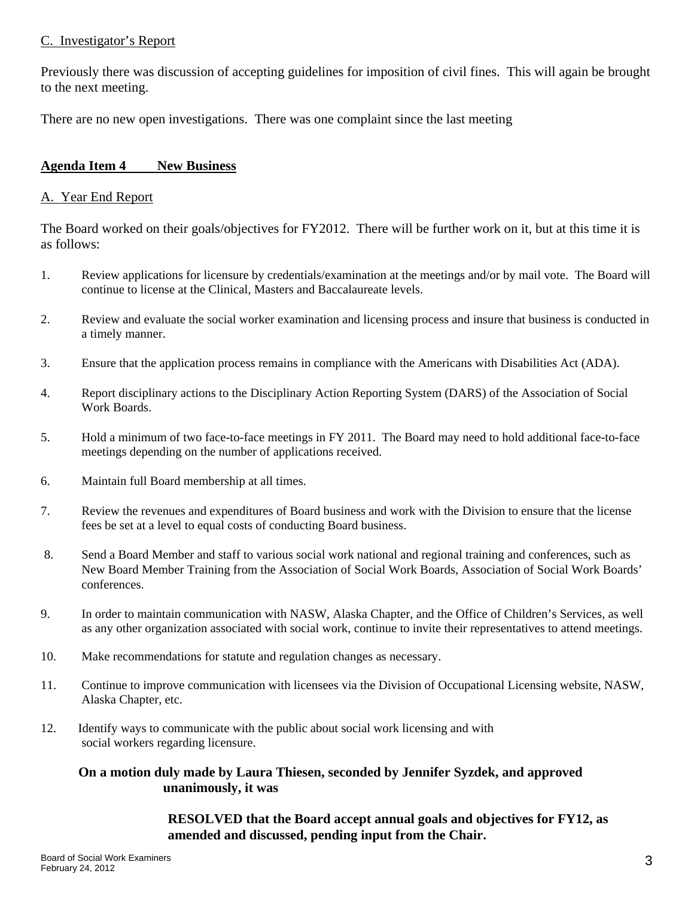C. Investigator's Report

Previously there was discussion of accepting guidelines for imposition of civil fines. This will again be brought to the next meeting.

There are no new open investigations. There was one complaint since the last meeting

**Agenda Item 4 New Business**

A. Year End Report

The Board worked on their goals/objectives for FY2012. There will be further work on it, but at this time it is as follows:

1. Review applications for licensure by credentials/examination at the meetings and/or by mail vote. The Board will continue to license at the Clinical, Masters and Baccalaureate levels.
2. Review and evaluate the social worker examination and licensing process and insure that business is conducted in a timely manner.
3. Ensure that the application process remains in compliance with the Americans with Disabilities Act (ADA).
4. Report disciplinary actions to the Disciplinary Action Reporting System (DARS) of the Association of Social Work Boards.
5. Hold a minimum of two face-to-face meetings in FY 2011. The Board may need to hold additional face-to-face meetings depending on the number of applications received.
6. Maintain full Board membership at all times.
7. Review the revenues and expenditures of Board business and work with the Division to ensure that the license fees be set at a level to equal costs of conducting Board business.
8. Send a Board Member and staff to various social work national and regional training and conferences, such as New Board Member Training from the Association of Social Work Boards, Association of Social Work Boards' conferences.
9. In order to maintain communication with NASW, Alaska Chapter, and the Office of Children's Services, as well as any other organization associated with social work, continue to invite their representatives to attend meetings.
10. Make recommendations for statute and regulation changes as necessary.
11. Continue to improve communication with licensees via the Division of Occupational Licensing website, NASW, Alaska Chapter, etc.
12. Identify ways to communicate with the public about social work licensing and with social workers regarding licensure.

**On a motion duly made by Laura Thiesen, seconded by Jennifer Syzdek, and approved unanimously, it was**

**RESOLVED that the Board accept annual goals and objectives for FY12, as amended and discussed, pending input from the Chair.**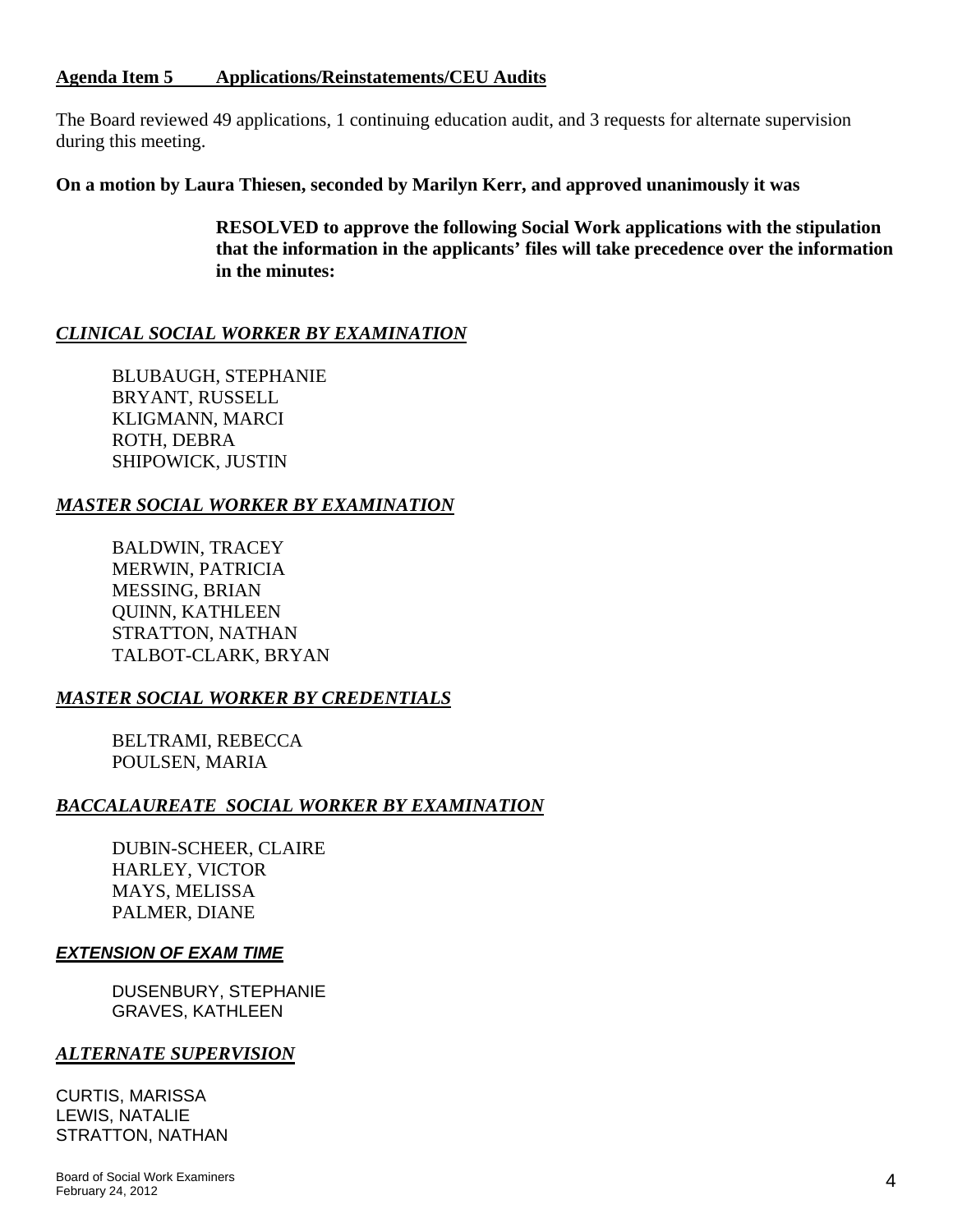**Agenda Item 5 Applications/Reinstatements/CEU Audits**

The Board reviewed 49 applications, 1 continuing education audit, and 3 requests for alternate supervision during this meeting.

**On a motion by Laura Thiesen, seconded by Marilyn Kerr, and approved unanimously it was**

> **RESOLVED to approve the following Social Work applications with the stipulation that the information in the applicants' files will take precedence over the information in the minutes:**

***CLINICAL SOCIAL WORKER BY EXAMINATION***

BLUBAUGH, STEPHANIE
BRYANT, RUSSELL
KLIGMANN, MARCI
ROTH, DEBRA
SHIPOWICK, JUSTIN

***MASTER SOCIAL WORKER BY EXAMINATION***

BALDWIN, TRACEY
MERWIN, PATRICIA
MESSING, BRIAN
QUINN, KATHLEEN
STRATTON, NATHAN
TALBOT-CLARK, BRYAN

***MASTER SOCIAL WORKER BY CREDENTIALS***

BELTRAMI, REBECCA
POULSEN, MARIA

***BACCALAUREATE SOCIAL WORKER BY EXAMINATION***

DUBIN-SCHEER, CLAIRE
HARLEY, VICTOR
MAYS, MELISSA
PALMER, DIANE

***EXTENSION OF EXAM TIME***

DUSENBURY, STEPHANIE
GRAVES, KATHLEEN

***ALTERNATE SUPERVISION***

CURTIS, MARISSA
LEWIS, NATALIE
STRATTON, NATHAN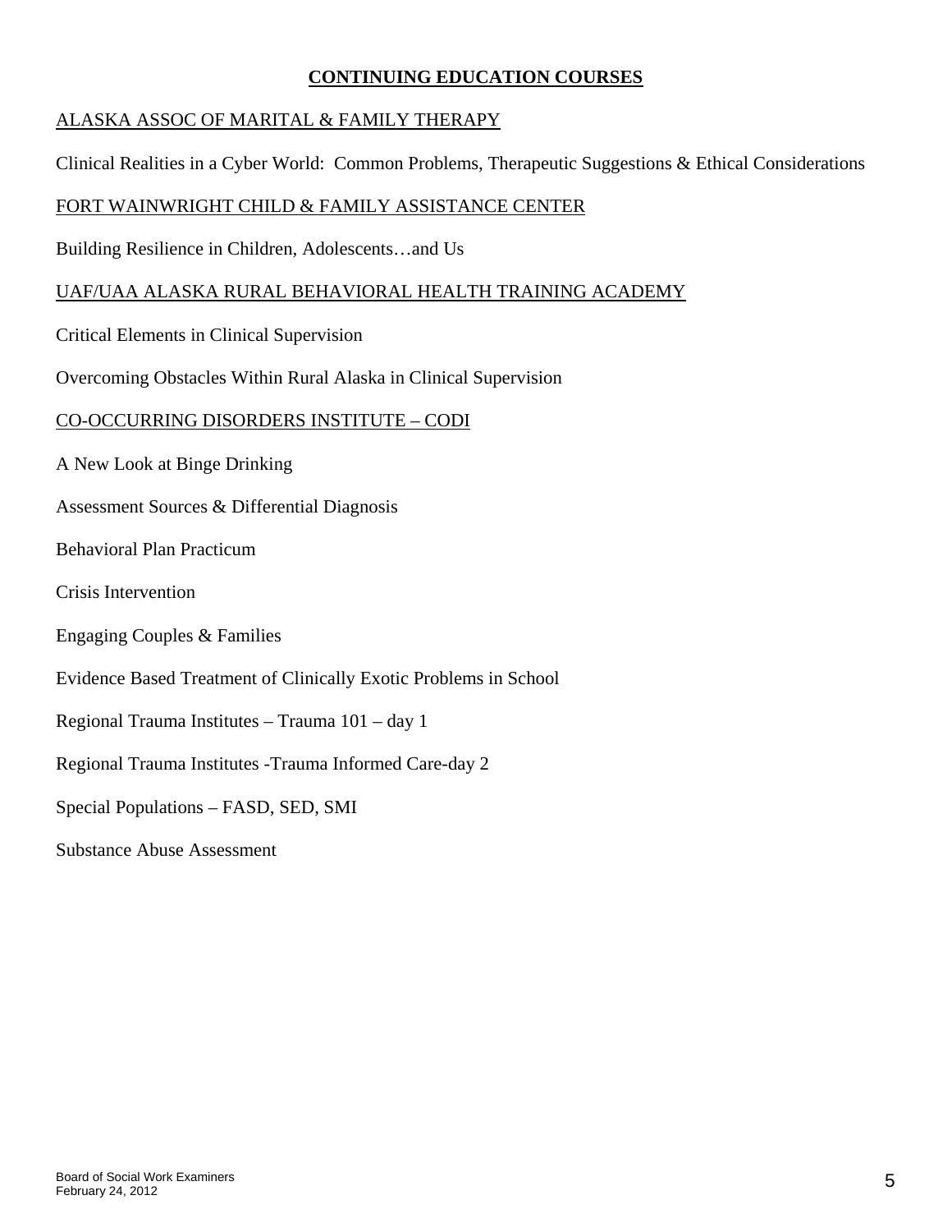# CONTINUING EDUCATION COURSES

ALASKA ASSOC OF MARITAL & FAMILY THERAPY

Clinical Realities in a Cyber World: Common Problems, Therapeutic Suggestions & Ethical Considerations

FORT WAINWRIGHT CHILD & FAMILY ASSISTANCE CENTER

Building Resilience in Children, Adolescents…and Us

UAF/UAA ALASKA RURAL BEHAVIORAL HEALTH TRAINING ACADEMY

Critical Elements in Clinical Supervision

Overcoming Obstacles Within Rural Alaska in Clinical Supervision

CO-OCCURRING DISORDERS INSTITUTE – CODI

A New Look at Binge Drinking

Assessment Sources & Differential Diagnosis

Behavioral Plan Practicum

Crisis Intervention

Engaging Couples & Families

Evidence Based Treatment of Clinically Exotic Problems in School

Regional Trauma Institutes – Trauma 101 – day 1

Regional Trauma Institutes -Trauma Informed Care-day 2

Special Populations – FASD, SED, SMI

Substance Abuse Assessment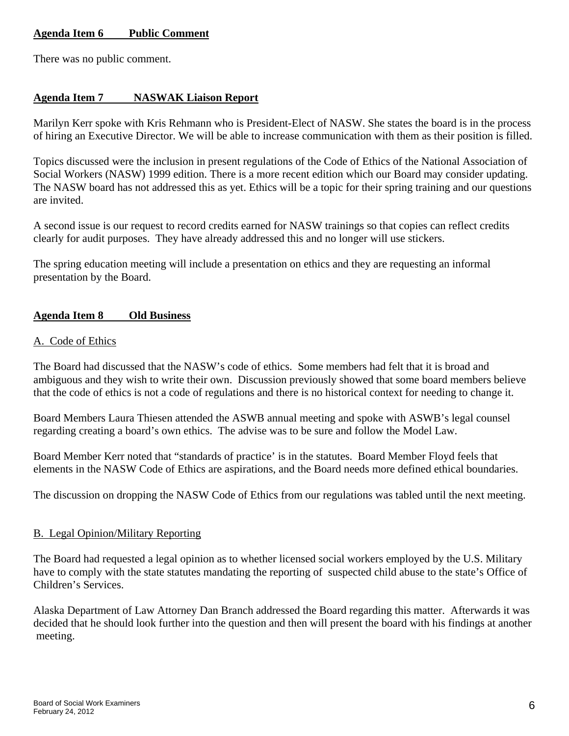**Agenda Item 6 Public Comment**

There was no public comment.

**Agenda Item 7 NASWAK Liaison Report**

Marilyn Kerr spoke with Kris Rehmann who is President-Elect of NASW. She states the board is in the process of hiring an Executive Director. We will be able to increase communication with them as their position is filled.

Topics discussed were the inclusion in present regulations of the Code of Ethics of the National Association of Social Workers (NASW) 1999 edition. There is a more recent edition which our Board may consider updating. The NASW board has not addressed this as yet. Ethics will be a topic for their spring training and our questions are invited.

A second issue is our request to record credits earned for NASW trainings so that copies can reflect credits clearly for audit purposes. They have already addressed this and no longer will use stickers.

The spring education meeting will include a presentation on ethics and they are requesting an informal presentation by the Board.

**Agenda Item 8 Old Business**

A. Code of Ethics

The Board had discussed that the NASW's code of ethics. Some members had felt that it is broad and ambiguous and they wish to write their own. Discussion previously showed that some board members believe that the code of ethics is not a code of regulations and there is no historical context for needing to change it.

Board Members Laura Thiesen attended the ASWB annual meeting and spoke with ASWB's legal counsel regarding creating a board's own ethics. The advise was to be sure and follow the Model Law.

Board Member Kerr noted that "standards of practice' is in the statutes. Board Member Floyd feels that elements in the NASW Code of Ethics are aspirations, and the Board needs more defined ethical boundaries.

The discussion on dropping the NASW Code of Ethics from our regulations was tabled until the next meeting.

B. Legal Opinion/Military Reporting

The Board had requested a legal opinion as to whether licensed social workers employed by the U.S. Military have to comply with the state statutes mandating the reporting of suspected child abuse to the state's Office of Children's Services.

Alaska Department of Law Attorney Dan Branch addressed the Board regarding this matter. Afterwards it was decided that he should look further into the question and then will present the board with his findings at another meeting.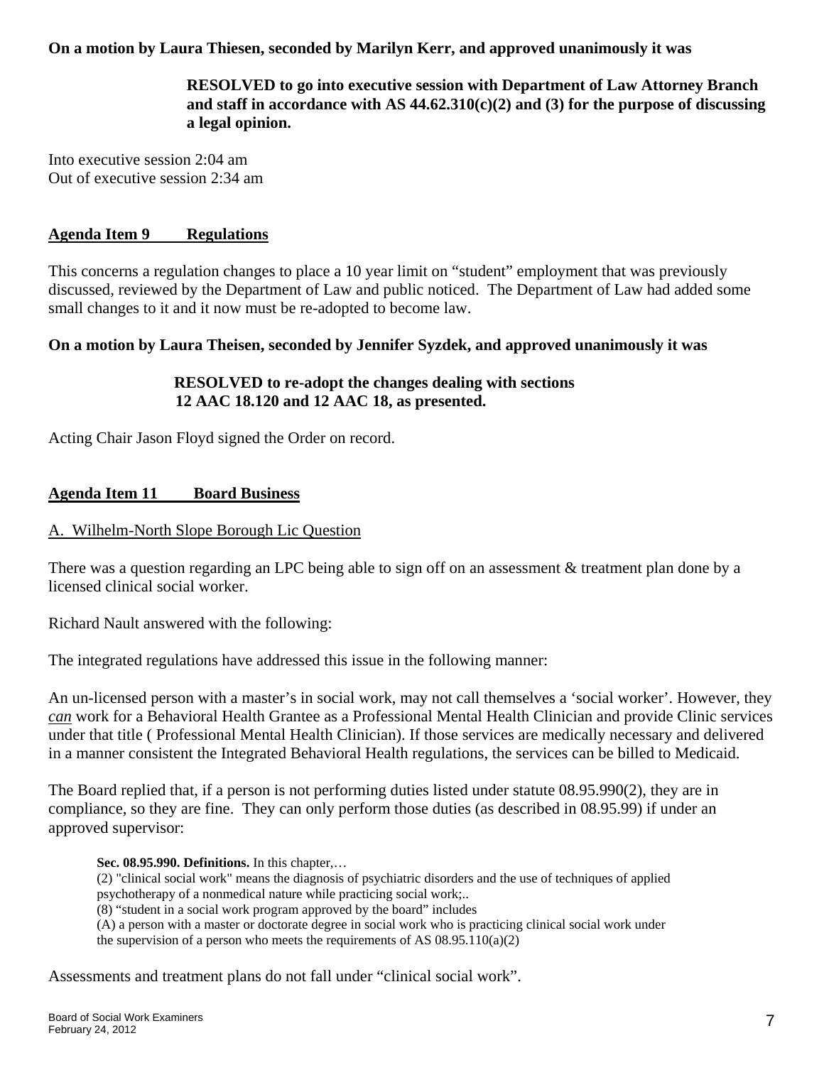**On a motion by Laura Thiesen, seconded by Marilyn Kerr, and approved unanimously it was**

> **RESOLVED to go into executive session with Department of Law Attorney Branch and staff in accordance with AS 44.62.310(c)(2) and (3) for the purpose of discussing a legal opinion.**

Into executive session 2:04 am
Out of executive session 2:34 am

## Agenda Item 9 Regulations

This concerns a regulation changes to place a 10 year limit on "student" employment that was previously discussed, reviewed by the Department of Law and public noticed. The Department of Law had added some small changes to it and it now must be re-adopted to become law.

**On a motion by Laura Theisen, seconded by Jennifer Syzdek, and approved unanimously it was**

> **RESOLVED to re-adopt the changes dealing with sections 12 AAC 18.120 and 12 AAC 18, as presented.**

Acting Chair Jason Floyd signed the Order on record.

## Agenda Item 11 Board Business

A. Wilhelm-North Slope Borough Lic Question

There was a question regarding an LPC being able to sign off on an assessment & treatment plan done by a licensed clinical social worker.

Richard Nault answered with the following:

The integrated regulations have addressed this issue in the following manner:

An un-licensed person with a master's in social work, may not call themselves a 'social worker'. However, they ***can*** work for a Behavioral Health Grantee as a Professional Mental Health Clinician and provide Clinic services under that title ( Professional Mental Health Clinician). If those services are medically necessary and delivered in a manner consistent the Integrated Behavioral Health regulations, the services can be billed to Medicaid.

The Board replied that, if a person is not performing duties listed under statute 08.95.990(2), they are in compliance, so they are fine. They can only perform those duties (as described in 08.95.99) if under an approved supervisor:

> **Sec. 08.95.990. Definitions.** In this chapter,…
> (2) "clinical social work" means the diagnosis of psychiatric disorders and the use of techniques of applied psychotherapy of a nonmedical nature while practicing social work;..
> (8) "student in a social work program approved by the board" includes
> (A) a person with a master or doctorate degree in social work who is practicing clinical social work under the supervision of a person who meets the requirements of AS 08.95.110(a)(2)

Assessments and treatment plans do not fall under "clinical social work".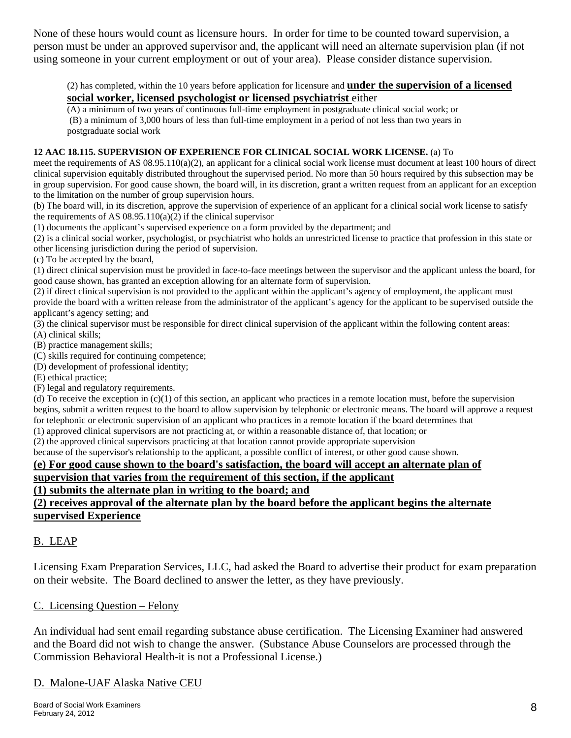None of these hours would count as licensure hours. In order for time to be counted toward supervision, a person must be under an approved supervisor and, the applicant will need an alternate supervision plan (if not using someone in your current employment or out of your area). Please consider distance supervision.

> (2) has completed, within the 10 years before application for licensure and **under the supervision of a licensed social worker, licensed psychologist or licensed psychiatrist** either
> (A) a minimum of two years of continuous full-time employment in postgraduate clinical social work; or
> (B) a minimum of 3,000 hours of less than full-time employment in a period of not less than two years in postgraduate social work

**12 AAC 18.115. SUPERVISION OF EXPERIENCE FOR CLINICAL SOCIAL WORK LICENSE.** (a) To meet the requirements of AS 08.95.110(a)(2), an applicant for a clinical social work license must document at least 100 hours of direct clinical supervision equitably distributed throughout the supervised period. No more than 50 hours required by this subsection may be in group supervision. For good cause shown, the board will, in its discretion, grant a written request from an applicant for an exception to the limitation on the number of group supervision hours.

(b) The board will, in its discretion, approve the supervision of experience of an applicant for a clinical social work license to satisfy the requirements of AS 08.95.110(a)(2) if the clinical supervisor

(1) documents the applicant's supervised experience on a form provided by the department; and

(2) is a clinical social worker, psychologist, or psychiatrist who holds an unrestricted license to practice that profession in this state or other licensing jurisdiction during the period of supervision.

(c) To be accepted by the board,

(1) direct clinical supervision must be provided in face-to-face meetings between the supervisor and the applicant unless the board, for good cause shown, has granted an exception allowing for an alternate form of supervision.

(2) if direct clinical supervision is not provided to the applicant within the applicant's agency of employment, the applicant must provide the board with a written release from the administrator of the applicant's agency for the applicant to be supervised outside the applicant's agency setting; and

(3) the clinical supervisor must be responsible for direct clinical supervision of the applicant within the following content areas:

(A) clinical skills;

(B) practice management skills;

(C) skills required for continuing competence;

(D) development of professional identity;

(E) ethical practice;

(F) legal and regulatory requirements.

(d) To receive the exception in (c)(1) of this section, an applicant who practices in a remote location must, before the supervision begins, submit a written request to the board to allow supervision by telephonic or electronic means. The board will approve a request for telephonic or electronic supervision of an applicant who practices in a remote location if the board determines that

(1) approved clinical supervisors are not practicing at, or within a reasonable distance of, that location; or

(2) the approved clinical supervisors practicing at that location cannot provide appropriate supervision because of the supervisor's relationship to the applicant, a possible conflict of interest, or other good cause shown.

**(e) For good cause shown to the board's satisfaction, the board will accept an alternate plan of supervision that varies from the requirement of this section, if the applicant**

**(1) submits the alternate plan in writing to the board; and**

**(2) receives approval of the alternate plan by the board before the applicant begins the alternate supervised Experience**

## B. LEAP

Licensing Exam Preparation Services, LLC, had asked the Board to advertise their product for exam preparation on their website. The Board declined to answer the letter, as they have previously.

## C. Licensing Question – Felony

An individual had sent email regarding substance abuse certification. The Licensing Examiner had answered and the Board did not wish to change the answer. (Substance Abuse Counselors are processed through the Commission Behavioral Health-it is not a Professional License.)

## D. Malone-UAF Alaska Native CEU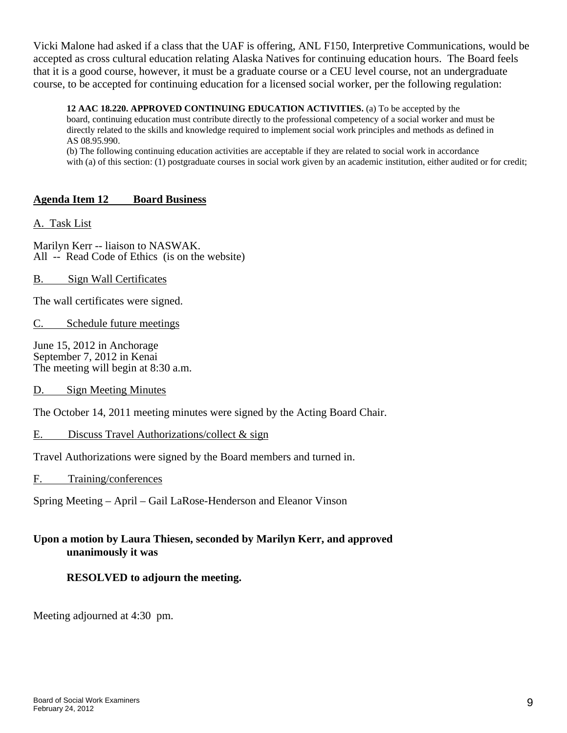Vicki Malone had asked if a class that the UAF is offering, ANL F150, Interpretive Communications, would be accepted as cross cultural education relating Alaska Natives for continuing education hours. The Board feels that it is a good course, however, it must be a graduate course or a CEU level course, not an undergraduate course, to be accepted for continuing education for a licensed social worker, per the following regulation:

> **12 AAC 18.220. APPROVED CONTINUING EDUCATION ACTIVITIES.** (a) To be accepted by the board, continuing education must contribute directly to the professional competency of a social worker and must be directly related to the skills and knowledge required to implement social work principles and methods as defined in AS 08.95.990.
> (b) The following continuing education activities are acceptable if they are related to social work in accordance with (a) of this section: (1) postgraduate courses in social work given by an academic institution, either audited or for credit;

## Agenda Item 12 Board Business

A. Task List

Marilyn Kerr -- liaison to NASWAK.
All -- Read Code of Ethics (is on the website)

B. Sign Wall Certificates

The wall certificates were signed.

C. Schedule future meetings

June 15, 2012 in Anchorage
September 7, 2012 in Kenai
The meeting will begin at 8:30 a.m.

D. Sign Meeting Minutes

The October 14, 2011 meeting minutes were signed by the Acting Board Chair.

E. Discuss Travel Authorizations/collect & sign

Travel Authorizations were signed by the Board members and turned in.

F. Training/conferences

Spring Meeting – April – Gail LaRose-Henderson and Eleanor Vinson

**Upon a motion by Laura Thiesen, seconded by Marilyn Kerr, and approved unanimously it was**

**RESOLVED to adjourn the meeting.**

Meeting adjourned at 4:30 pm.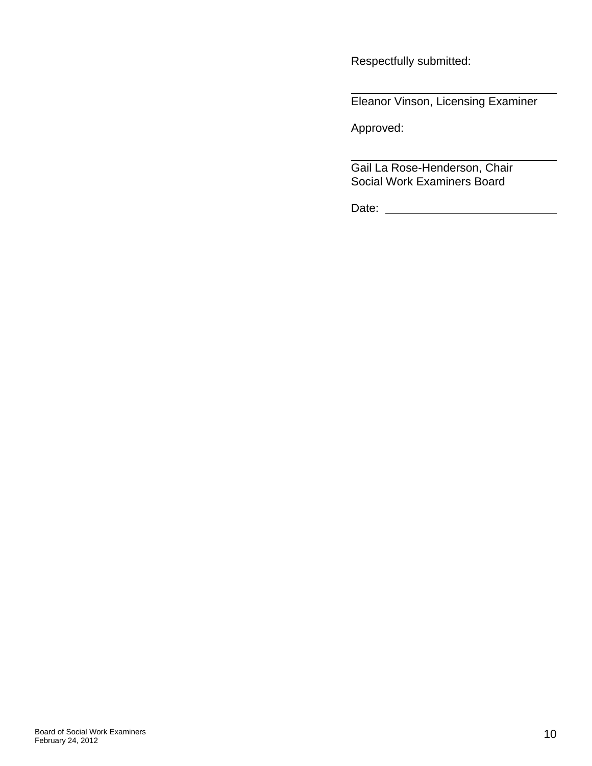Respectfully submitted:

\_\_\_\_\_\_\_\_\_\_\_\_\_\_\_\_\_\_\_\_\_\_\_\_\_\_\_\_\_\_

Eleanor Vinson, Licensing Examiner

Approved:

\_\_\_\_\_\_\_\_\_\_\_\_\_\_\_\_\_\_\_\_\_\_\_\_\_\_\_\_\_\_

Gail La Rose-Henderson, Chair
Social Work Examiners Board

Date: \_\_\_\_\_\_\_\_\_\_\_\_\_\_\_\_\_\_\_\_\_\_\_\_